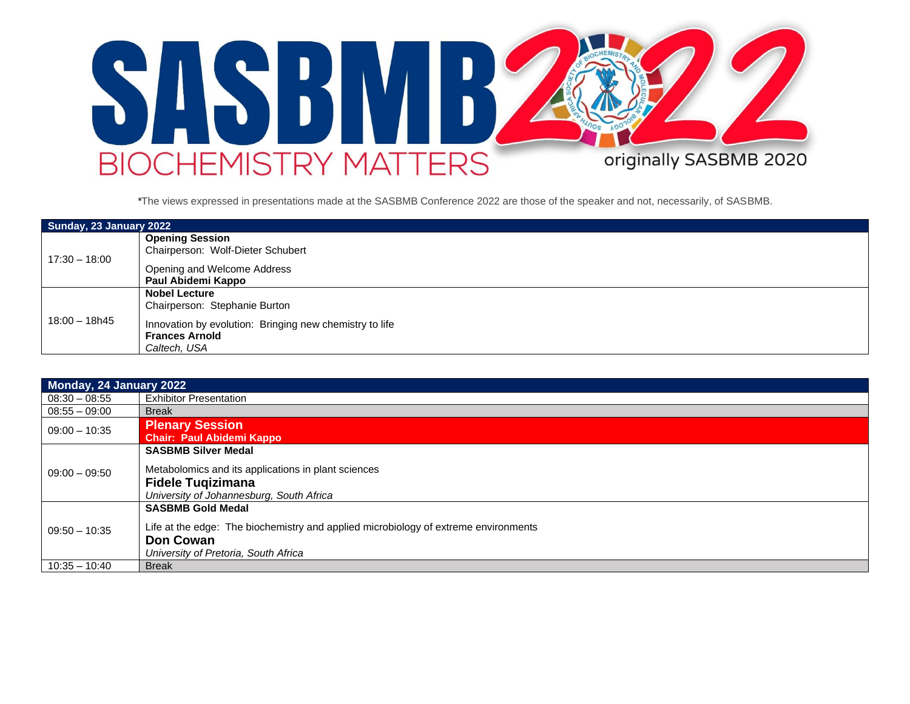# SASBMB 2022

BIOCHEMISTRY MATTERS

originally SASBMB 2020

*The views expressed in presentations made at the SASBMB Conference 2022 are those of the speaker and not, necessarily, of SASBMB.

| **Sunday, 23 January 2022** | |
|---|---|
| 17:30 – 18:00 | **Opening Session**<br>Chairperson: Wolf-Dieter Schubert<br><br>Opening and Welcome Address<br>**Paul Abidemi Kappo** |
| 18:00 – 18h45 | **Nobel Lecture**<br>Chairperson: Stephanie Burton<br><br>Innovation by evolution: Bringing new chemistry to life<br>**Frances Arnold**<br>*Caltech, USA* |

| **Monday, 24 January 2022** | |
|---|---|
| 08:30 – 08:55 | Exhibitor Presentation |
| 08:55 – 09:00 | Break |
| 09:00 – 10:35 | **Plenary Session**<br>**Chair: Paul Abidemi Kappo** |
| 09:00 – 09:50 | **SASBMB Silver Medal**<br><br>Metabolomics and its applications in plant sciences<br>**Fidele Tuqizimana**<br>*University of Johannesburg, South Africa* |
| 09:50 – 10:35 | **SASBMB Gold Medal**<br><br>Life at the edge: The biochemistry and applied microbiology of extreme environments<br>**Don Cowan**<br>*University of Pretoria, South Africa* |
| 10:35 – 10:40 | Break |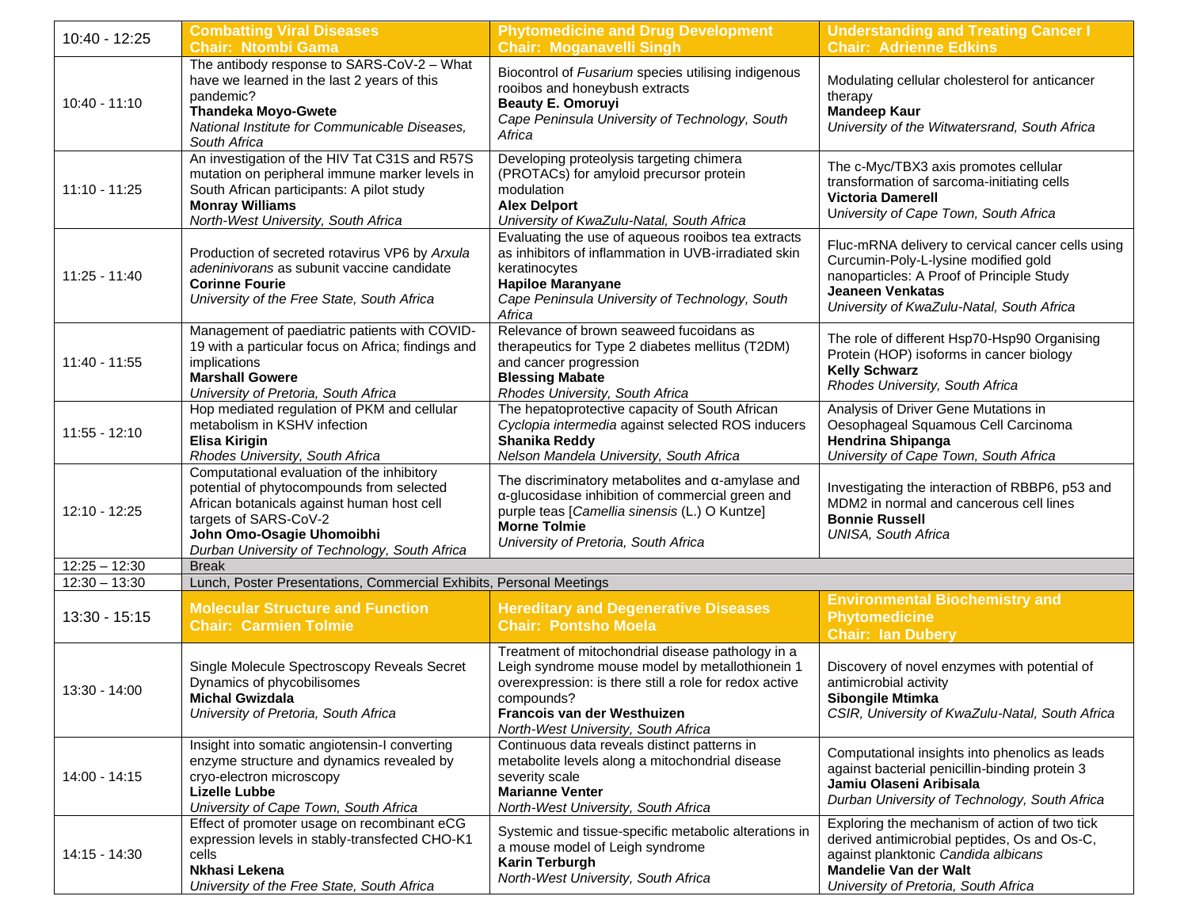| 10:40 - 12:25 | **Combatting Viral Diseases** **Chair: Ntombi Gama** | **Phytomedicine and Drug Development** **Chair: Moganavelli Singh** | **Understanding and Treating Cancer I** **Chair: Adrienne Edkins** |
|---|---|---|---|
| 10:40 - 11:10 | The antibody response to SARS-CoV-2 – What have we learned in the last 2 years of this pandemic? **Thandeka Moyo-Gwete** *National Institute for Communicable Diseases, South Africa* | Biocontrol of *Fusarium* species utilising indigenous rooibos and honeybush extracts **Beauty E. Omoruyi** *Cape Peninsula University of Technology, South Africa* | Modulating cellular cholesterol for anticancer therapy **Mandeep Kaur** *University of the Witwatersrand, South Africa* |
| 11:10 - 11:25 | An investigation of the HIV Tat C31S and R57S mutation on peripheral immune marker levels in South African participants: A pilot study **Monray Williams** *North-West University, South Africa* | Developing proteolysis targeting chimera (PROTACs) for amyloid precursor protein modulation **Alex Delport** *University of KwaZulu-Natal, South Africa* | The c-Myc/TBX3 axis promotes cellular transformation of sarcoma-initiating cells **Victoria Damerell** *University of Cape Town, South Africa* |
| 11:25 - 11:40 | Production of secreted rotavirus VP6 by *Arxula adeninivorans* as subunit vaccine candidate **Corinne Fourie** *University of the Free State, South Africa* | Evaluating the use of aqueous rooibos tea extracts as inhibitors of inflammation in UVB-irradiated skin keratinocytes **Hapiloe Maranyane** *Cape Peninsula University of Technology, South Africa* | Fluc-mRNA delivery to cervical cancer cells using Curcumin-Poly-L-lysine modified gold nanoparticles: A Proof of Principle Study **Jeaneen Venkatas** *University of KwaZulu-Natal, South Africa* |
| 11:40 - 11:55 | Management of paediatric patients with COVID-19 with a particular focus on Africa; findings and implications **Marshall Gowere** *University of Pretoria, South Africa* | Relevance of brown seaweed fucoidans as therapeutics for Type 2 diabetes mellitus (T2DM) and cancer progression **Blessing Mabate** *Rhodes University, South Africa* | The role of different Hsp70-Hsp90 Organising Protein (HOP) isoforms in cancer biology **Kelly Schwarz** *Rhodes University, South Africa* |
| 11:55 - 12:10 | Hop mediated regulation of PKM and cellular metabolism in KSHV infection **Elisa Kirigin** *Rhodes University, South Africa* | The hepatoprotective capacity of South African *Cyclopia intermedia* against selected ROS inducers **Shanika Reddy** *Nelson Mandela University, South Africa* | Analysis of Driver Gene Mutations in Oesophageal Squamous Cell Carcinoma **Hendrina Shipanga** *University of Cape Town, South Africa* |
| 12:10 - 12:25 | Computational evaluation of the inhibitory potential of phytocompounds from selected African botanicals against human host cell targets of SARS-CoV-2 **John Omo-Osagie Uhomoibhi** *Durban University of Technology, South Africa* | The discriminatory metabolites and α-amylase and α-glucosidase inhibition of commercial green and purple teas [*Camellia sinensis* (L.) O Kuntze] **Morne Tolmie** *University of Pretoria, South Africa* | Investigating the interaction of RBBP6, p53 and MDM2 in normal and cancerous cell lines **Bonnie Russell** *UNISA, South Africa* |
| 12:25 – 12:30 | Break | | |
| 12:30 – 13:30 | Lunch, Poster Presentations, Commercial Exhibits, Personal Meetings | | |
| 13:30 - 15:15 | **Molecular Structure and Function** **Chair: Carmien Tolmie** | **Hereditary and Degenerative Diseases** **Chair: Pontsho Moela** | **Environmental Biochemistry and Phytomedicine** **Chair: Ian Dubery** |
| 13:30 - 14:00 | Single Molecule Spectroscopy Reveals Secret Dynamics of phycobilisomes **Michal Gwizdala** *University of Pretoria, South Africa* | Treatment of mitochondrial disease pathology in a Leigh syndrome mouse model by metallothionein 1 overexpression: is there still a role for redox active compounds? **Francois van der Westhuizen** *North-West University, South Africa* | Discovery of novel enzymes with potential of antimicrobial activity **Sibongile Mtimka** *CSIR, University of KwaZulu-Natal, South Africa* |
| 14:00 - 14:15 | Insight into somatic angiotensin-I converting enzyme structure and dynamics revealed by cryo-electron microscopy **Lizelle Lubbe** *University of Cape Town, South Africa* | Continuous data reveals distinct patterns in metabolite levels along a mitochondrial disease severity scale **Marianne Venter** *North-West University, South Africa* | Computational insights into phenolics as leads against bacterial penicillin-binding protein 3 **Jamiu Olaseni Aribisala** *Durban University of Technology, South Africa* |
| 14:15 - 14:30 | Effect of promoter usage on recombinant eCG expression levels in stably-transfected CHO-K1 cells **Nkhasi Lekena** *University of the Free State, South Africa* | Systemic and tissue-specific metabolic alterations in a mouse model of Leigh syndrome **Karin Terburgh** *North-West University, South Africa* | Exploring the mechanism of action of two tick derived antimicrobial peptides, Os and Os-C, against planktonic *Candida albicans* **Mandelie Van der Walt** *University of Pretoria, South Africa* |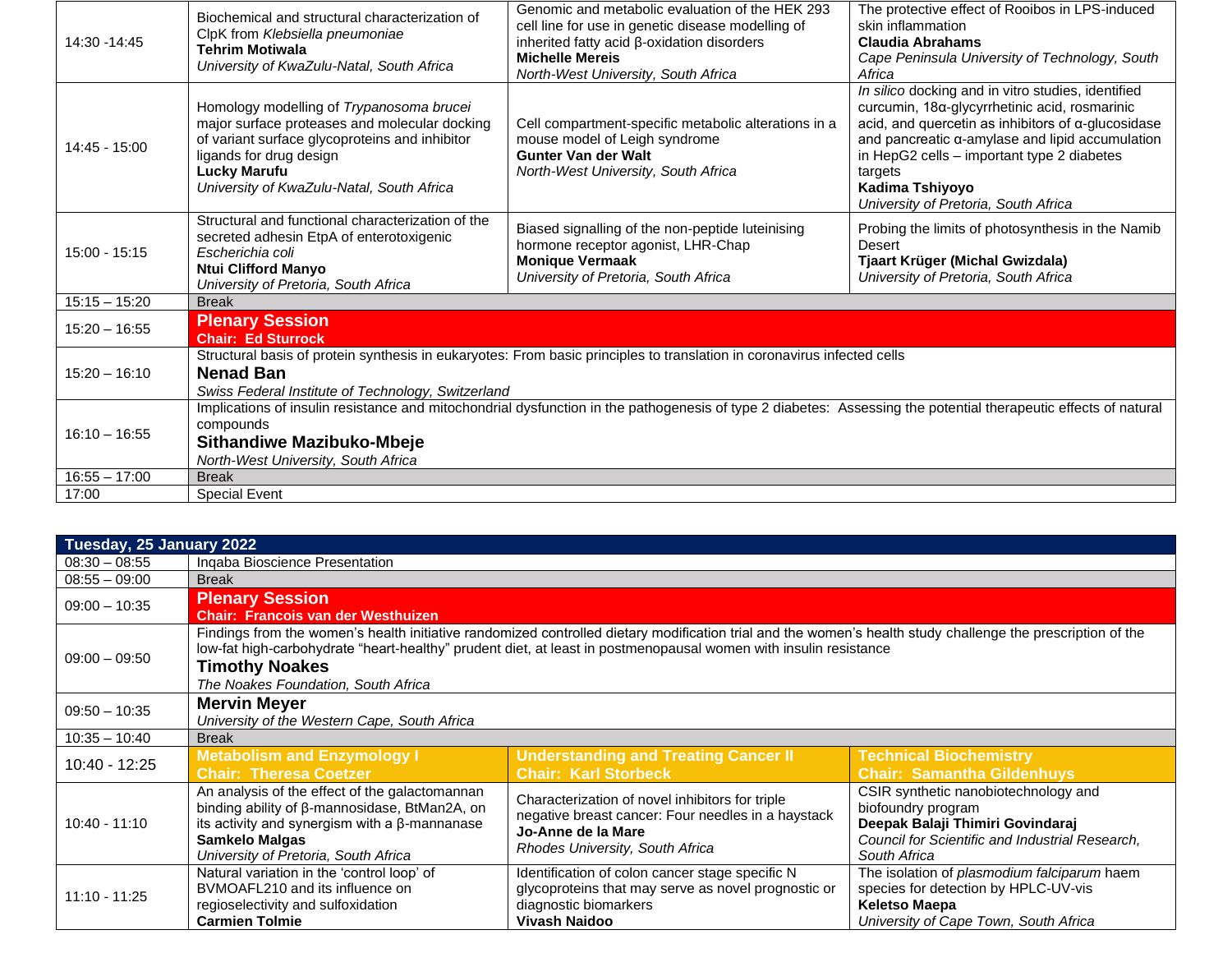| | | | |
|---|---|---|---|
| 14:30 -14:45 | Biochemical and structural characterization of ClpK from *Klebsiella pneumoniae* **Tehrim Motiwala** *University of KwaZulu-Natal, South Africa* | Genomic and metabolic evaluation of the HEK 293 cell line for use in genetic disease modelling of inherited fatty acid β-oxidation disorders **Michelle Mereis** *North-West University, South Africa* | The protective effect of Rooibos in LPS-induced skin inflammation **Claudia Abrahams** *Cape Peninsula University of Technology, South Africa* |
| 14:45 - 15:00 | Homology modelling of *Trypanosoma brucei* major surface proteases and molecular docking of variant surface glycoproteins and inhibitor ligands for drug design **Lucky Marufu** *University of KwaZulu-Natal, South Africa* | Cell compartment-specific metabolic alterations in a mouse model of Leigh syndrome **Gunter Van der Walt** *North-West University, South Africa* | *In silico* docking and in vitro studies, identified curcumin, 18α-glycyrrhetinic acid, rosmarinic acid, and quercetin as inhibitors of α-glucosidase and pancreatic α-amylase and lipid accumulation in HepG2 cells – important type 2 diabetes targets **Kadima Tshiyoyo** *University of Pretoria, South Africa* |
| 15:00 - 15:15 | Structural and functional characterization of the secreted adhesin EtpA of enterotoxigenic *Escherichia coli* **Ntui Clifford Manyo** *University of Pretoria, South Africa* | Biased signalling of the non-peptide luteinising hormone receptor agonist, LHR-Chap **Monique Vermaak** *University of Pretoria, South Africa* | Probing the limits of photosynthesis in the Namib Desert **Tjaart Krüger (Michal Gwizdala)** *University of Pretoria, South Africa* |
| 15:15 – 15:20 | Break | | |
| 15:20 – 16:55 | **Plenary Session** **Chair: Ed Sturrock** | | |
| 15:20 – 16:10 | Structural basis of protein synthesis in eukaryotes: From basic principles to translation in coronavirus infected cells **Nenad Ban** *Swiss Federal Institute of Technology, Switzerland* | | |
| 16:10 – 16:55 | Implications of insulin resistance and mitochondrial dysfunction in the pathogenesis of type 2 diabetes: Assessing the potential therapeutic effects of natural compounds **Sithandiwe Mazibuko-Mbeje** *North-West University, South Africa* | | |
| 16:55 – 17:00 | Break | | |
| 17:00 | Special Event | | |

| **Tuesday, 25 January 2022** | | | |
|---|---|---|---|
| 08:30 – 08:55 | Inqaba Bioscience Presentation | | |
| 08:55 – 09:00 | Break | | |
| 09:00 – 10:35 | **Plenary Session** **Chair: Francois van der Westhuizen** | | |
| 09:00 – 09:50 | Findings from the women's health initiative randomized controlled dietary modification trial and the women's health study challenge the prescription of the low-fat high-carbohydrate "heart-healthy" prudent diet, at least in postmenopausal women with insulin resistance **Timothy Noakes** *The Noakes Foundation, South Africa* | | |
| 09:50 – 10:35 | **Mervin Meyer** *University of the Western Cape, South Africa* | | |
| 10:35 – 10:40 | Break | | |
| 10:40 - 12:25 | **Metabolism and Enzymology I** **Chair: Theresa Coetzer** | **Understanding and Treating Cancer II** **Chair: Karl Storbeck** | **Technical Biochemistry** **Chair: Samantha Gildenhuys** |
| 10:40 - 11:10 | An analysis of the effect of the galactomannan binding ability of β-mannosidase, BtMan2A, on its activity and synergism with a β-mannanase **Samkelo Malgas** *University of Pretoria, South Africa* | Characterization of novel inhibitors for triple negative breast cancer: Four needles in a haystack **Jo-Anne de la Mare** *Rhodes University, South Africa* | CSIR synthetic nanobiotechnology and biofoundry program **Deepak Balaji Thimiri Govindaraj** *Council for Scientific and Industrial Research, South Africa* |
| 11:10 - 11:25 | Natural variation in the 'control loop' of BVMOAFL210 and its influence on regioselectivity and sulfoxidation **Carmien Tolmie** | Identification of colon cancer stage specific N glycoproteins that may serve as novel prognostic or diagnostic biomarkers **Vivash Naidoo** | The isolation of *plasmodium falciparum* haem species for detection by HPLC-UV-vis **Keletso Maepa** *University of Cape Town, South Africa* |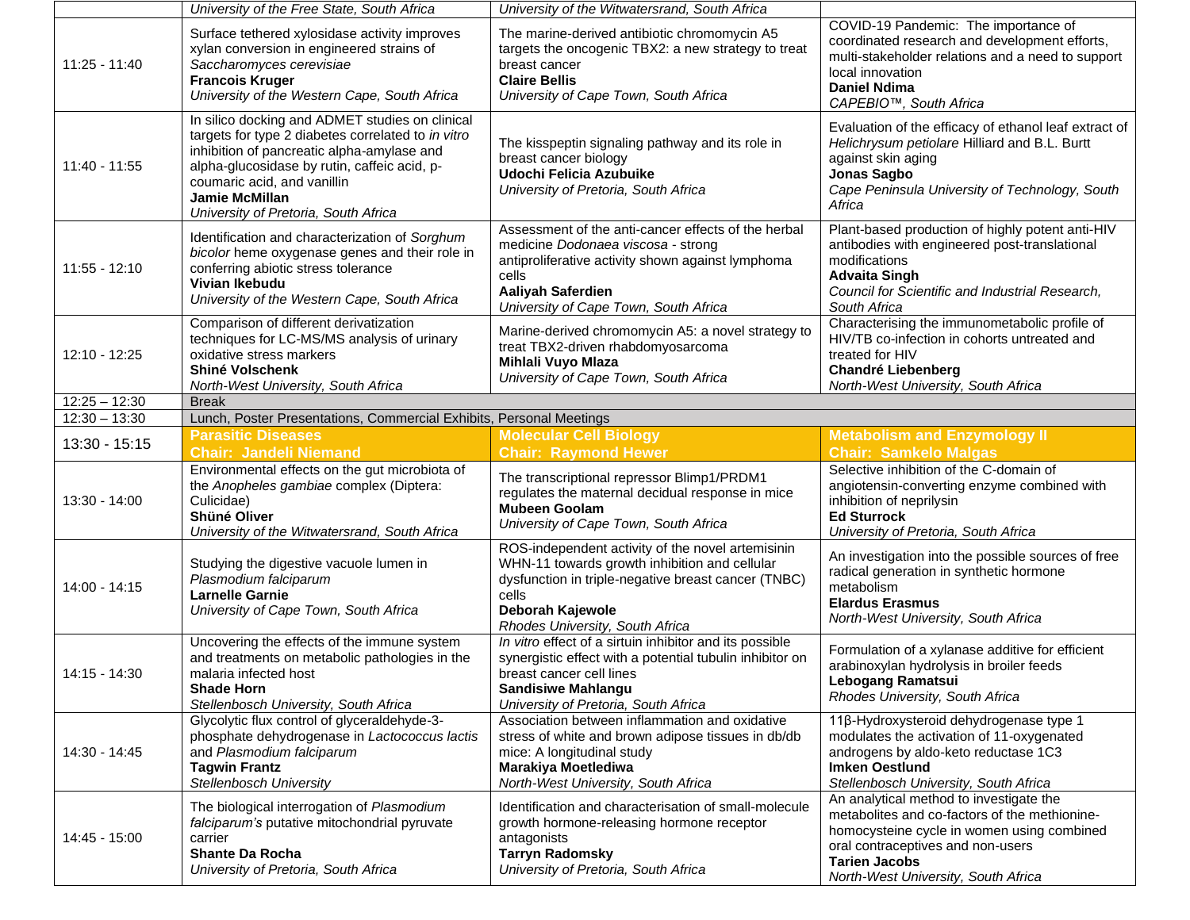| | | | |
|---|---|---|---|
| | *University of the Free State, South Africa* | *University of the Witwatersrand, South Africa* | |
| 11:25 - 11:40 | Surface tethered xylosidase activity improves xylan conversion in engineered strains of *Saccharomyces cerevisiae* **Francois Kruger** *University of the Western Cape, South Africa* | The marine-derived antibiotic chromomycin A5 targets the oncogenic TBX2: a new strategy to treat breast cancer **Claire Bellis** *University of Cape Town, South Africa* | COVID-19 Pandemic: The importance of coordinated research and development efforts, multi-stakeholder relations and a need to support local innovation **Daniel Ndima** *CAPEBIO™, South Africa* |
| 11:40 - 11:55 | In silico docking and ADMET studies on clinical targets for type 2 diabetes correlated to *in vitro* inhibition of pancreatic alpha-amylase and alpha-glucosidase by rutin, caffeic acid, p-coumaric acid, and vanillin **Jamie McMillan** *University of Pretoria, South Africa* | The kisspeptin signaling pathway and its role in breast cancer biology **Udochi Felicia Azubuike** *University of Pretoria, South Africa* | Evaluation of the efficacy of ethanol leaf extract of *Helichrysum petiolare* Hilliard and B.L. Burtt against skin aging **Jonas Sagbo** *Cape Peninsula University of Technology, South Africa* |
| 11:55 - 12:10 | Identification and characterization of *Sorghum bicolor* heme oxygenase genes and their role in conferring abiotic stress tolerance **Vivian Ikebudu** *University of the Western Cape, South Africa* | Assessment of the anti-cancer effects of the herbal medicine *Dodonaea viscosa* - strong antiproliferative activity shown against lymphoma cells **Aaliyah Saferdien** *University of Cape Town, South Africa* | Plant-based production of highly potent anti-HIV antibodies with engineered post-translational modifications **Advaita Singh** *Council for Scientific and Industrial Research, South Africa* |
| 12:10 - 12:25 | Comparison of different derivatization techniques for LC-MS/MS analysis of urinary oxidative stress markers **Shiné Volschenk** *North-West University, South Africa* | Marine-derived chromomycin A5: a novel strategy to treat TBX2-driven rhabdomyosarcoma **Mihlali Vuyo Mlaza** *University of Cape Town, South Africa* | Characterising the immunometabolic profile of HIV/TB co-infection in cohorts untreated and treated for HIV **Chandré Liebenberg** *North-West University, South Africa* |
| 12:25 – 12:30 | Break | | |
| 12:30 – 13:30 | Lunch, Poster Presentations, Commercial Exhibits, Personal Meetings | | |
| 13:30 - 15:15 | **Parasitic Diseases** **Chair: Jandeli Niemand** | **Molecular Cell Biology** **Chair: Raymond Hewer** | **Metabolism and Enzymology II** **Chair: Samkelo Malgas** |
| 13:30 - 14:00 | Environmental effects on the gut microbiota of the *Anopheles gambiae* complex (Diptera: Culicidae) **Shüné Oliver** *University of the Witwatersrand, South Africa* | The transcriptional repressor Blimp1/PRDM1 regulates the maternal decidual response in mice **Mubeen Goolam** *University of Cape Town, South Africa* | Selective inhibition of the C-domain of angiotensin-converting enzyme combined with inhibition of neprilysin **Ed Sturrock** *University of Pretoria, South Africa* |
| 14:00 - 14:15 | Studying the digestive vacuole lumen in *Plasmodium falciparum* **Larnelle Garnie** *University of Cape Town, South Africa* | ROS-independent activity of the novel artemisinin WHN-11 towards growth inhibition and cellular dysfunction in triple-negative breast cancer (TNBC) cells **Deborah Kajewole** *Rhodes University, South Africa* | An investigation into the possible sources of free radical generation in synthetic hormone metabolism **Elardus Erasmus** *North-West University, South Africa* |
| 14:15 - 14:30 | Uncovering the effects of the immune system and treatments on metabolic pathologies in the malaria infected host **Shade Horn** *Stellenbosch University, South Africa* | *In vitro* effect of a sirtuin inhibitor and its possible synergistic effect with a potential tubulin inhibitor on breast cancer cell lines **Sandisiwe Mahlangu** *University of Pretoria, South Africa* | Formulation of a xylanase additive for efficient arabinoxylan hydrolysis in broiler feeds **Lebogang Ramatsui** *Rhodes University, South Africa* |
| 14:30 - 14:45 | Glycolytic flux control of glyceraldehyde-3-phosphate dehydrogenase in *Lactococcus lactis* and *Plasmodium falciparum* **Tagwin Frantz** *Stellenbosch University* | Association between inflammation and oxidative stress of white and brown adipose tissues in db/db mice: A longitudinal study **Marakiya Moetlediwa** *North-West University, South Africa* | 11β-Hydroxysteroid dehydrogenase type 1 modulates the activation of 11-oxygenated androgens by aldo-keto reductase 1C3 **Imken Oestlund** *Stellenbosch University, South Africa* |
| 14:45 - 15:00 | The biological interrogation of *Plasmodium falciparum's* putative mitochondrial pyruvate carrier **Shante Da Rocha** *University of Pretoria, South Africa* | Identification and characterisation of small-molecule growth hormone-releasing hormone receptor antagonists **Tarryn Radomsky** *University of Pretoria, South Africa* | An analytical method to investigate the metabolites and co-factors of the methionine-homocysteine cycle in women using combined oral contraceptives and non-users **Tarien Jacobs** *North-West University, South Africa* |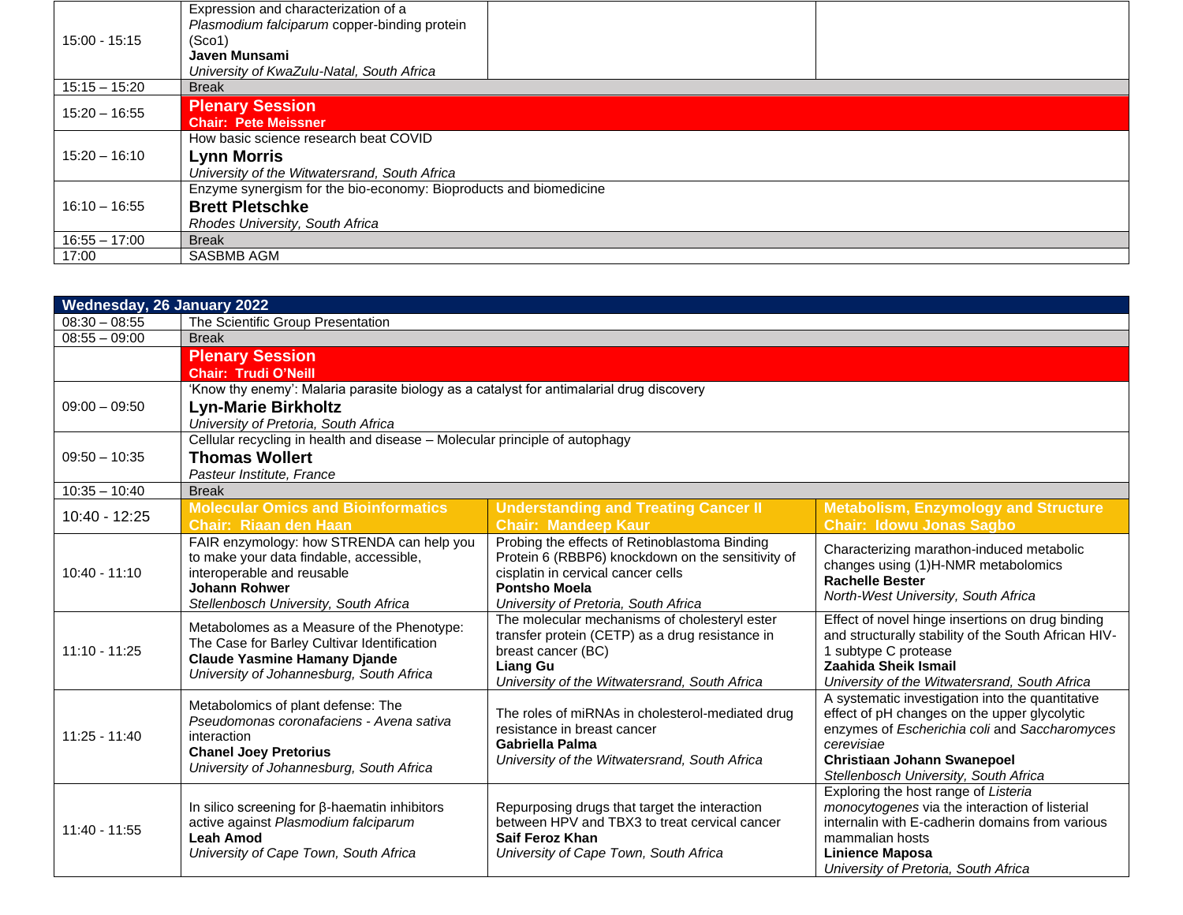| | | | |
|---|---|---|---|
| 15:00 - 15:15 | Expression and characterization of a *Plasmodium falciparum* copper-binding protein (Sco1)<br>**Javen Munsami**<br>*University of KwaZulu-Natal, South Africa* | | |
| 15:15 – 15:20 | Break | | |
| 15:20 – 16:55 | **Plenary Session**<br>**Chair: Pete Meissner** | | |
| 15:20 – 16:10 | How basic science research beat COVID<br>**Lynn Morris**<br>*University of the Witwatersrand, South Africa* | | |
| 16:10 – 16:55 | Enzyme synergism for the bio-economy: Bioproducts and biomedicine<br>**Brett Pletschke**<br>*Rhodes University, South Africa* | | |
| 16:55 – 17:00 | Break | | |
| 17:00 | SASBMB AGM | | |

| **Wednesday, 26 January 2022** | | | |
|---|---|---|---|
| 08:30 – 08:55 | The Scientific Group Presentation | | |
| 08:55 – 09:00 | Break | | |
| | **Plenary Session**<br>**Chair: Trudi O'Neill** | | |
| 09:00 – 09:50 | 'Know thy enemy': Malaria parasite biology as a catalyst for antimalarial drug discovery<br>**Lyn-Marie Birkholtz**<br>*University of Pretoria, South Africa* | | |
| 09:50 – 10:35 | Cellular recycling in health and disease – Molecular principle of autophagy<br>**Thomas Wollert**<br>*Pasteur Institute, France* | | |
| 10:35 – 10:40 | Break | | |
| 10:40 - 12:25 | **Molecular Omics and Bioinformatics**<br>**Chair: Riaan den Haan** | **Understanding and Treating Cancer II**<br>**Chair: Mandeep Kaur** | **Metabolism, Enzymology and Structure**<br>**Chair: Idowu Jonas Sagbo** |
| 10:40 - 11:10 | FAIR enzymology: how STRENDA can help you to make your data findable, accessible, interoperable and reusable<br>**Johann Rohwer**<br>*Stellenbosch University, South Africa* | Probing the effects of Retinoblastoma Binding Protein 6 (RBBP6) knockdown on the sensitivity of cisplatin in cervical cancer cells<br>**Pontsho Moela**<br>*University of Pretoria, South Africa* | Characterizing marathon-induced metabolic changes using (1)H-NMR metabolomics<br>**Rachelle Bester**<br>*North-West University, South Africa* |
| 11:10 - 11:25 | Metabolomes as a Measure of the Phenotype: The Case for Barley Cultivar Identification<br>**Claude Yasmine Hamany Djande**<br>*University of Johannesburg, South Africa* | The molecular mechanisms of cholesteryl ester transfer protein (CETP) as a drug resistance in breast cancer (BC)<br>**Liang Gu**<br>*University of the Witwatersrand, South Africa* | Effect of novel hinge insertions on drug binding and structurally stability of the South African HIV-1 subtype C protease<br>**Zaahida Sheik Ismail**<br>*University of the Witwatersrand, South Africa* |
| 11:25 - 11:40 | Metabolomics of plant defense: The *Pseudomonas coronafaciens - Avena sativa* interaction<br>**Chanel Joey Pretorius**<br>*University of Johannesburg, South Africa* | The roles of miRNAs in cholesterol-mediated drug resistance in breast cancer<br>**Gabriella Palma**<br>*University of the Witwatersrand, South Africa* | A systematic investigation into the quantitative effect of pH changes on the upper glycolytic enzymes of *Escherichia coli* and *Saccharomyces cerevisiae*<br>**Christiaan Johann Swanepoel**<br>*Stellenbosch University, South Africa* |
| 11:40 - 11:55 | In silico screening for β-haematin inhibitors active against *Plasmodium falciparum*<br>**Leah Amod**<br>*University of Cape Town, South Africa* | Repurposing drugs that target the interaction between HPV and TBX3 to treat cervical cancer<br>**Saif Feroz Khan**<br>*University of Cape Town, South Africa* | Exploring the host range of *Listeria monocytogenes* via the interaction of listerial internalin with E-cadherin domains from various mammalian hosts<br>**Linience Maposa**<br>*University of Pretoria, South Africa* |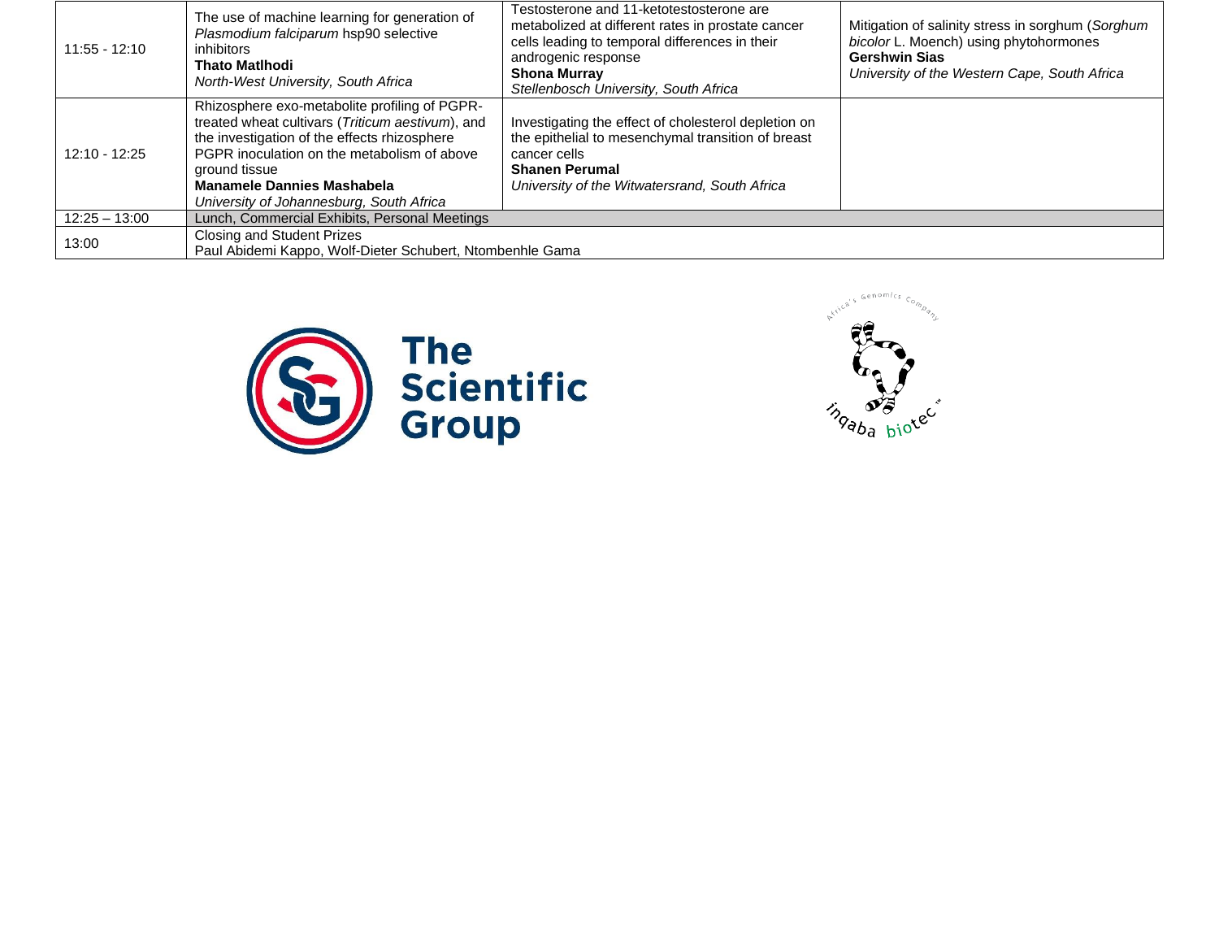| | | | |
|---|---|---|---|
| 11:55 - 12:10 | The use of machine learning for generation of *Plasmodium falciparum* hsp90 selective inhibitors<br>**Thato Matlhodi**<br>*North-West University, South Africa* | Testosterone and 11-ketotestosterone are metabolized at different rates in prostate cancer cells leading to temporal differences in their androgenic response<br>**Shona Murray**<br>*Stellenbosch University, South Africa* | Mitigation of salinity stress in sorghum (*Sorghum bicolor* L. Moench) using phytohormones<br>**Gershwin Sias**<br>*University of the Western Cape, South Africa* |
| 12:10 - 12:25 | Rhizosphere exo-metabolite profiling of PGPR-treated wheat cultivars (*Triticum aestivum*), and the investigation of the effects rhizosphere PGPR inoculation on the metabolism of above ground tissue<br>**Manamele Dannies Mashabela**<br>*University of Johannesburg, South Africa* | Investigating the effect of cholesterol depletion on the epithelial to mesenchymal transition of breast cancer cells<br>**Shanen Perumal**<br>*University of the Witwatersrand, South Africa* | |
| 12:25 – 13:00 | Lunch, Commercial Exhibits, Personal Meetings | | |
| 13:00 | Closing and Student Prizes<br>Paul Abidemi Kappo, Wolf-Dieter Schubert, Ntombenhle Gama | | |

The Scientific Group

Africa's Genomics Company

inqaba biotec™